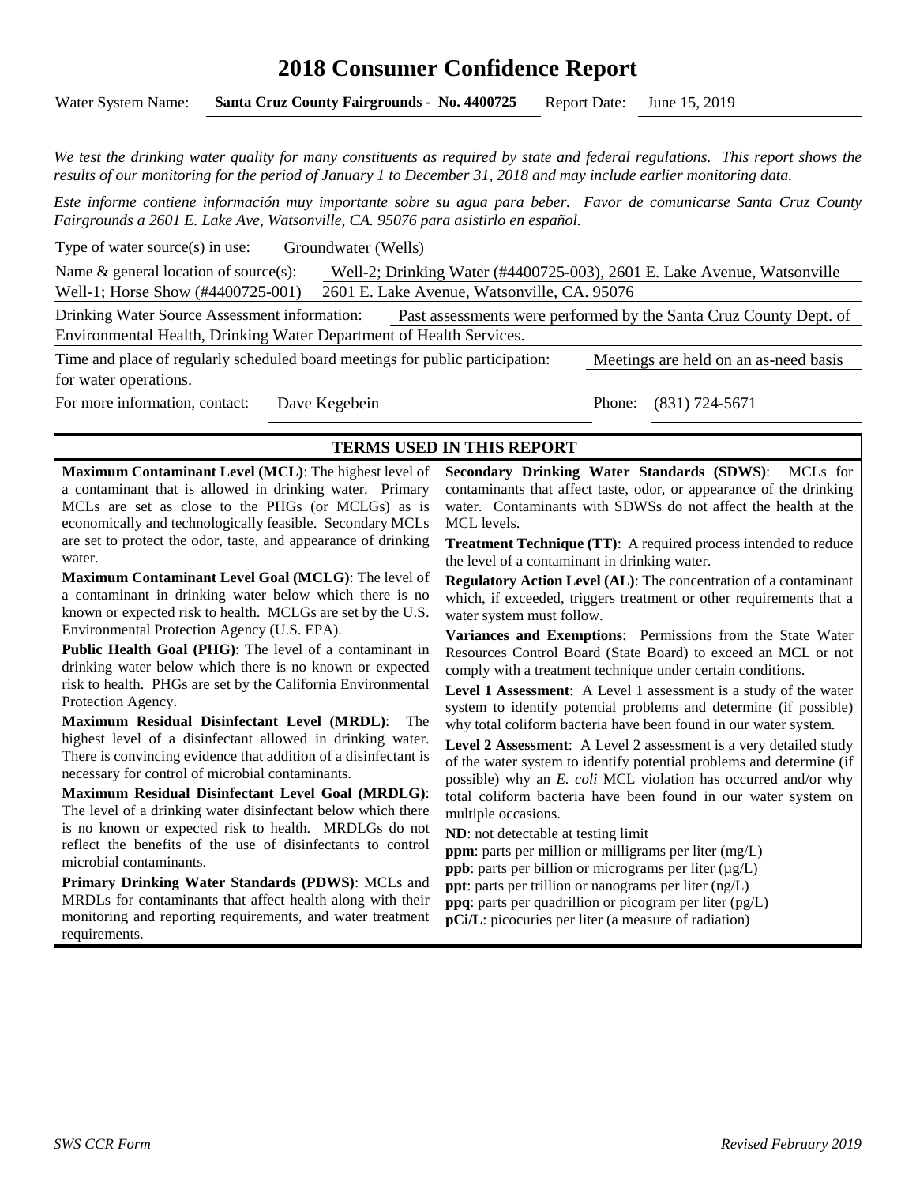# 2018 Consumer Confidence Report

Water System Name: **Santa Cruz County Fairgrounds - No. 4400725** Report Date: June 15, 2019

*We test the drinking water quality for many constituents as required by state and federal regulations. This report shows the results of our monitoring for the period of January 1 to December 31, 2018 and may include earlier monitoring data.*

*Este informe contiene información muy importante sobre su agua para beber. Favor de comunicarse Santa Cruz County Fairgrounds a 2601 E. Lake Ave, Watsonville, CA. 95076 para asistirlo en español.*

Type of water source(s) in use: Groundwater (Wells)

Name & general location of source(s): Well-2; Drinking Water (#4400725-003), 2601 E. Lake Avenue, Watsonville Well-1; Horse Show (#4400725-001) 2601 E. Lake Avenue, Watsonville, CA. 95076

Drinking Water Source Assessment information: Past assessments were performed by the Santa Cruz County Dept. of Environmental Health, Drinking Water Department of Health Services.

Time and place of regularly scheduled board meetings for public participation: Meetings are held on an as-need basis for water operations.

For more information, contact: Dave Kegebein Phone: (831) 724-5671

## TERMS USED IN THIS REPORT

**Maximum Contaminant Level (MCL)**: The highest level of a contaminant that is allowed in drinking water. Primary MCLs are set as close to the PHGs (or MCLGs) as is economically and technologically feasible. Secondary MCLs are set to protect the odor, taste, and appearance of drinking water.

**Maximum Contaminant Level Goal (MCLG)**: The level of a contaminant in drinking water below which there is no known or expected risk to health. MCLGs are set by the U.S. Environmental Protection Agency (U.S. EPA).

**Public Health Goal (PHG)**: The level of a contaminant in drinking water below which there is no known or expected risk to health. PHGs are set by the California Environmental Protection Agency.

**Maximum Residual Disinfectant Level (MRDL)**: The highest level of a disinfectant allowed in drinking water. There is convincing evidence that addition of a disinfectant is necessary for control of microbial contaminants.

**Maximum Residual Disinfectant Level Goal (MRDLG)**: The level of a drinking water disinfectant below which there is no known or expected risk to health. MRDLGs do not reflect the benefits of the use of disinfectants to control microbial contaminants.

**Primary Drinking Water Standards (PDWS)**: MCLs and MRDLs for contaminants that affect health along with their monitoring and reporting requirements, and water treatment requirements.

**Secondary Drinking Water Standards (SDWS)**: MCLs for contaminants that affect taste, odor, or appearance of the drinking water. Contaminants with SDWSs do not affect the health at the MCL levels.

**Treatment Technique (TT)**: A required process intended to reduce the level of a contaminant in drinking water.

**Regulatory Action Level (AL)**: The concentration of a contaminant which, if exceeded, triggers treatment or other requirements that a water system must follow.

**Variances and Exemptions**: Permissions from the State Water Resources Control Board (State Board) to exceed an MCL or not comply with a treatment technique under certain conditions.

**Level 1 Assessment**: A Level 1 assessment is a study of the water system to identify potential problems and determine (if possible) why total coliform bacteria have been found in our water system.

**Level 2 Assessment**: A Level 2 assessment is a very detailed study of the water system to identify potential problems and determine (if possible) why an *E. coli* MCL violation has occurred and/or why total coliform bacteria have been found in our water system on multiple occasions.

**ND**: not detectable at testing limit

**ppm**: parts per million or milligrams per liter (mg/L)

**ppb**: parts per billion or micrograms per liter (μg/L)

**ppt**: parts per trillion or nanograms per liter (ng/L)

**ppq**: parts per quadrillion or picogram per liter (pg/L)

**pCi/L**: picocuries per liter (a measure of radiation)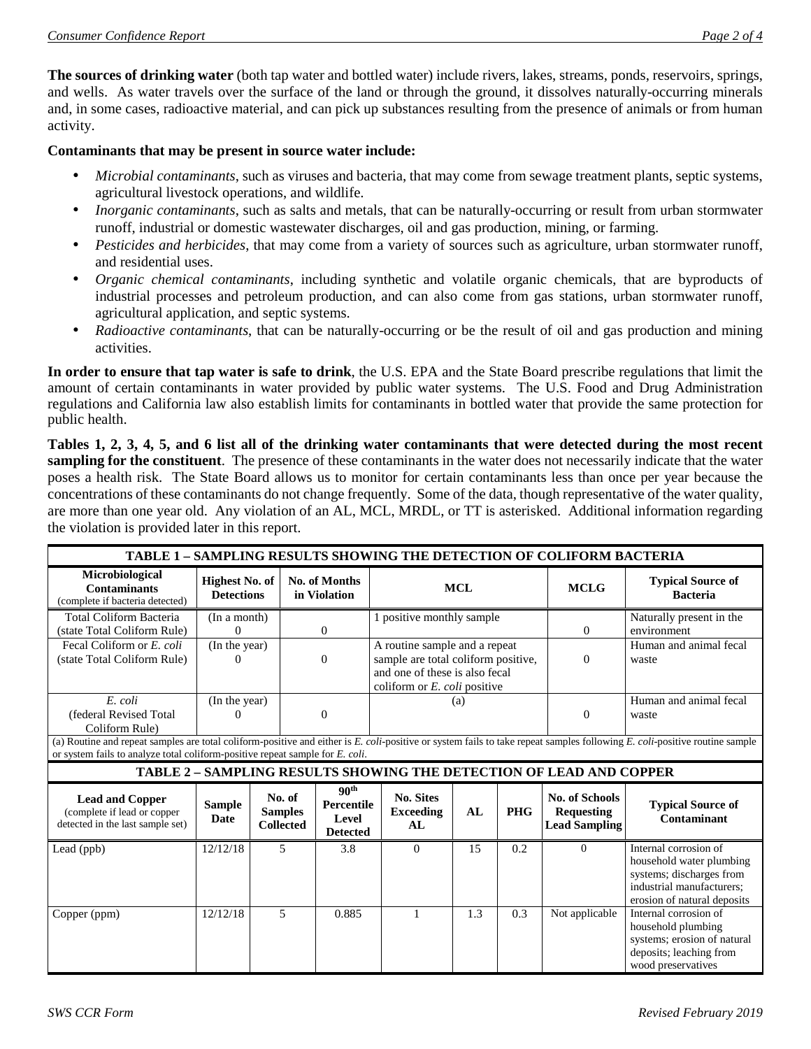**The sources of drinking water** (both tap water and bottled water) include rivers, lakes, streams, ponds, reservoirs, springs, and wells. As water travels over the surface of the land or through the ground, it dissolves naturally-occurring minerals and, in some cases, radioactive material, and can pick up substances resulting from the presence of animals or from human activity.

**Contaminants that may be present in source water include:**

- *Microbial contaminants*, such as viruses and bacteria, that may come from sewage treatment plants, septic systems, agricultural livestock operations, and wildlife.
- *Inorganic contaminants*, such as salts and metals, that can be naturally-occurring or result from urban stormwater runoff, industrial or domestic wastewater discharges, oil and gas production, mining, or farming.
- *Pesticides and herbicides*, that may come from a variety of sources such as agriculture, urban stormwater runoff, and residential uses.
- *Organic chemical contaminants*, including synthetic and volatile organic chemicals, that are byproducts of industrial processes and petroleum production, and can also come from gas stations, urban stormwater runoff, agricultural application, and septic systems.
- *Radioactive contaminants*, that can be naturally-occurring or be the result of oil and gas production and mining activities.

**In order to ensure that tap water is safe to drink**, the U.S. EPA and the State Board prescribe regulations that limit the amount of certain contaminants in water provided by public water systems. The U.S. Food and Drug Administration regulations and California law also establish limits for contaminants in bottled water that provide the same protection for public health.

**Tables 1, 2, 3, 4, 5, and 6 list all of the drinking water contaminants that were detected during the most recent sampling for the constituent**. The presence of these contaminants in the water does not necessarily indicate that the water poses a health risk. The State Board allows us to monitor for certain contaminants less than once per year because the concentrations of these contaminants do not change frequently. Some of the data, though representative of the water quality, are more than one year old. Any violation of an AL, MCL, MRDL, or TT is asterisked. Additional information regarding the violation is provided later in this report.

**TABLE 1 – SAMPLING RESULTS SHOWING THE DETECTION OF COLIFORM BACTERIA**

| Microbiological Contaminants (complete if bacteria detected) | Highest No. of Detections | No. of Months in Violation | MCL | MCLG | Typical Source of Bacteria |
|---|---|---|---|---|---|
| Total Coliform Bacteria (state Total Coliform Rule) | (In a month) 0 | 0 | 1 positive monthly sample | 0 | Naturally present in the environment |
| Fecal Coliform or *E. coli* (state Total Coliform Rule) | (In the year) 0 | 0 | A routine sample and a repeat sample are total coliform positive, and one of these is also fecal coliform or *E. coli* positive | 0 | Human and animal fecal waste |
| *E. coli* (federal Revised Total Coliform Rule) | (In the year) 0 | 0 | (a) | 0 | Human and animal fecal waste |

(a) Routine and repeat samples are total coliform-positive and either is *E. coli*-positive or system fails to take repeat samples following *E. coli*-positive routine sample or system fails to analyze total coliform-positive repeat sample for *E. coli*.

**TABLE 2 – SAMPLING RESULTS SHOWING THE DETECTION OF LEAD AND COPPER**

| Lead and Copper (complete if lead or copper detected in the last sample set) | Sample Date | No. of Samples Collected | 90th Percentile Level Detected | No. Sites Exceeding AL | AL | PHG | No. of Schools Requesting Lead Sampling | Typical Source of Contaminant |
|---|---|---|---|---|---|---|---|---|
| Lead (ppb) | 12/12/18 | 5 | 3.8 | 0 | 15 | 0.2 | 0 | Internal corrosion of household water plumbing systems; discharges from industrial manufacturers; erosion of natural deposits |
| Copper (ppm) | 12/12/18 | 5 | 0.885 | 1 | 1.3 | 0.3 | Not applicable | Internal corrosion of household plumbing systems; erosion of natural deposits; leaching from wood preservatives |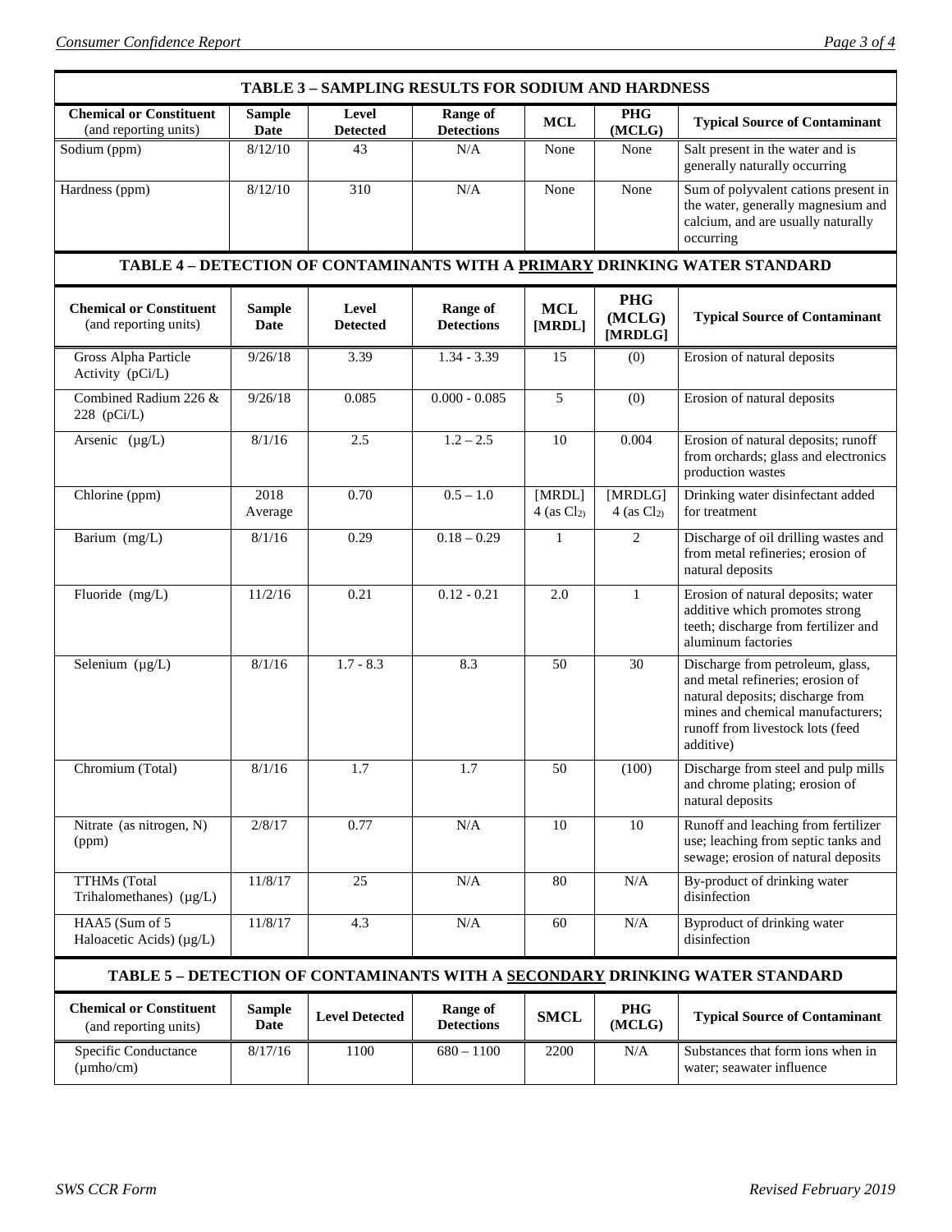## TABLE 3 – SAMPLING RESULTS FOR SODIUM AND HARDNESS

| Chemical or Constituent (and reporting units) | Sample Date | Level Detected | Range of Detections | MCL | PHG (MCLG) | Typical Source of Contaminant |
|---|---|---|---|---|---|---|
| Sodium (ppm) | 8/12/10 | 43 | N/A | None | None | Salt present in the water and is generally naturally occurring |
| Hardness (ppm) | 8/12/10 | 310 | N/A | None | None | Sum of polyvalent cations present in the water, generally magnesium and calcium, and are usually naturally occurring |

## TABLE 4 – DETECTION OF CONTAMINANTS WITH A PRIMARY DRINKING WATER STANDARD

| Chemical or Constituent (and reporting units) | Sample Date | Level Detected | Range of Detections | MCL [MRDL] | PHG (MCLG) [MRDLG] | Typical Source of Contaminant |
|---|---|---|---|---|---|---|
| Gross Alpha Particle Activity (pCi/L) | 9/26/18 | 3.39 | 1.34 - 3.39 | 15 | (0) | Erosion of natural deposits |
| Combined Radium 226 & 228 (pCi/L) | 9/26/18 | 0.085 | 0.000 - 0.085 | 5 | (0) | Erosion of natural deposits |
| Arsenic (µg/L) | 8/1/16 | 2.5 | 1.2 – 2.5 | 10 | 0.004 | Erosion of natural deposits; runoff from orchards; glass and electronics production wastes |
| Chlorine (ppm) | 2018 Average | 0.70 | 0.5 – 1.0 | [MRDL] 4 (as $Cl_2$) | [MRDLG] 4 (as $Cl_2$) | Drinking water disinfectant added for treatment |
| Barium (mg/L) | 8/1/16 | 0.29 | 0.18 – 0.29 | 1 | 2 | Discharge of oil drilling wastes and from metal refineries; erosion of natural deposits |
| Fluoride (mg/L) | 11/2/16 | 0.21 | 0.12 - 0.21 | 2.0 | 1 | Erosion of natural deposits; water additive which promotes strong teeth; discharge from fertilizer and aluminum factories |
| Selenium (µg/L) | 8/1/16 | 1.7 - 8.3 | 8.3 | 50 | 30 | Discharge from petroleum, glass, and metal refineries; erosion of natural deposits; discharge from mines and chemical manufacturers; runoff from livestock lots (feed additive) |
| Chromium (Total) | 8/1/16 | 1.7 | 1.7 | 50 | (100) | Discharge from steel and pulp mills and chrome plating; erosion of natural deposits |
| Nitrate (as nitrogen, N) (ppm) | 2/8/17 | 0.77 | N/A | 10 | 10 | Runoff and leaching from fertilizer use; leaching from septic tanks and sewage; erosion of natural deposits |
| TTHMs (Total Trihalomethanes) (µg/L) | 11/8/17 | 25 | N/A | 80 | N/A | By-product of drinking water disinfection |
| HAA5 (Sum of 5 Haloacetic Acids) (µg/L) | 11/8/17 | 4.3 | N/A | 60 | N/A | Byproduct of drinking water disinfection |

## TABLE 5 – DETECTION OF CONTAMINANTS WITH A SECONDARY DRINKING WATER STANDARD

| Chemical or Constituent (and reporting units) | Sample Date | Level Detected | Range of Detections | SMCL | PHG (MCLG) | Typical Source of Contaminant |
|---|---|---|---|---|---|---|
| Specific Conductance (µmho/cm) | 8/17/16 | 1100 | 680 – 1100 | 2200 | N/A | Substances that form ions when in water; seawater influence |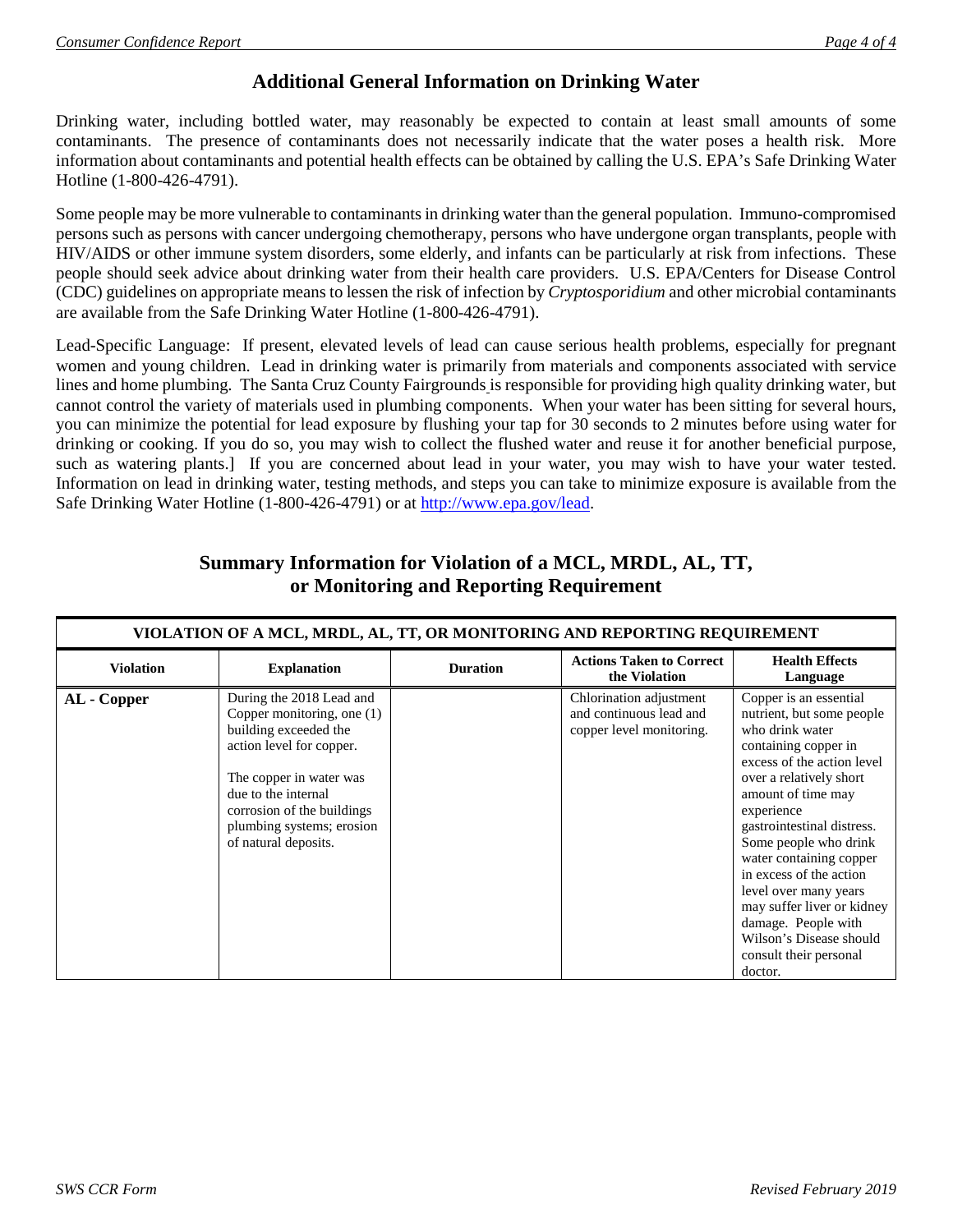## Additional General Information on Drinking Water

Drinking water, including bottled water, may reasonably be expected to contain at least small amounts of some contaminants. The presence of contaminants does not necessarily indicate that the water poses a health risk. More information about contaminants and potential health effects can be obtained by calling the U.S. EPA's Safe Drinking Water Hotline (1-800-426-4791).

Some people may be more vulnerable to contaminants in drinking water than the general population. Immuno-compromised persons such as persons with cancer undergoing chemotherapy, persons who have undergone organ transplants, people with HIV/AIDS or other immune system disorders, some elderly, and infants can be particularly at risk from infections. These people should seek advice about drinking water from their health care providers. U.S. EPA/Centers for Disease Control (CDC) guidelines on appropriate means to lessen the risk of infection by *Cryptosporidium* and other microbial contaminants are available from the Safe Drinking Water Hotline (1-800-426-4791).

Lead-Specific Language: If present, elevated levels of lead can cause serious health problems, especially for pregnant women and young children. Lead in drinking water is primarily from materials and components associated with service lines and home plumbing. The Santa Cruz County Fairgrounds is responsible for providing high quality drinking water, but cannot control the variety of materials used in plumbing components. When your water has been sitting for several hours, you can minimize the potential for lead exposure by flushing your tap for 30 seconds to 2 minutes before using water for drinking or cooking. If you do so, you may wish to collect the flushed water and reuse it for another beneficial purpose, such as watering plants.] If you are concerned about lead in your water, you may wish to have your water tested. Information on lead in drinking water, testing methods, and steps you can take to minimize exposure is available from the Safe Drinking Water Hotline (1-800-426-4791) or at http://www.epa.gov/lead.

## Summary Information for Violation of a MCL, MRDL, AL, TT, or Monitoring and Reporting Requirement

**VIOLATION OF A MCL, MRDL, AL, TT, OR MONITORING AND REPORTING REQUIREMENT**

| Violation | Explanation | Duration | Actions Taken to Correct the Violation | Health Effects Language |
|---|---|---|---|---|
| **AL - Copper** | During the 2018 Lead and Copper monitoring, one (1) building exceeded the action level for copper.<br><br>The copper in water was due to the internal corrosion of the buildings plumbing systems; erosion of natural deposits. | | Chlorination adjustment and continuous lead and copper level monitoring. | Copper is an essential nutrient, but some people who drink water containing copper in excess of the action level over a relatively short amount of time may experience gastrointestinal distress. Some people who drink water containing copper in excess of the action level over many years may suffer liver or kidney damage. People with Wilson's Disease should consult their personal doctor. |